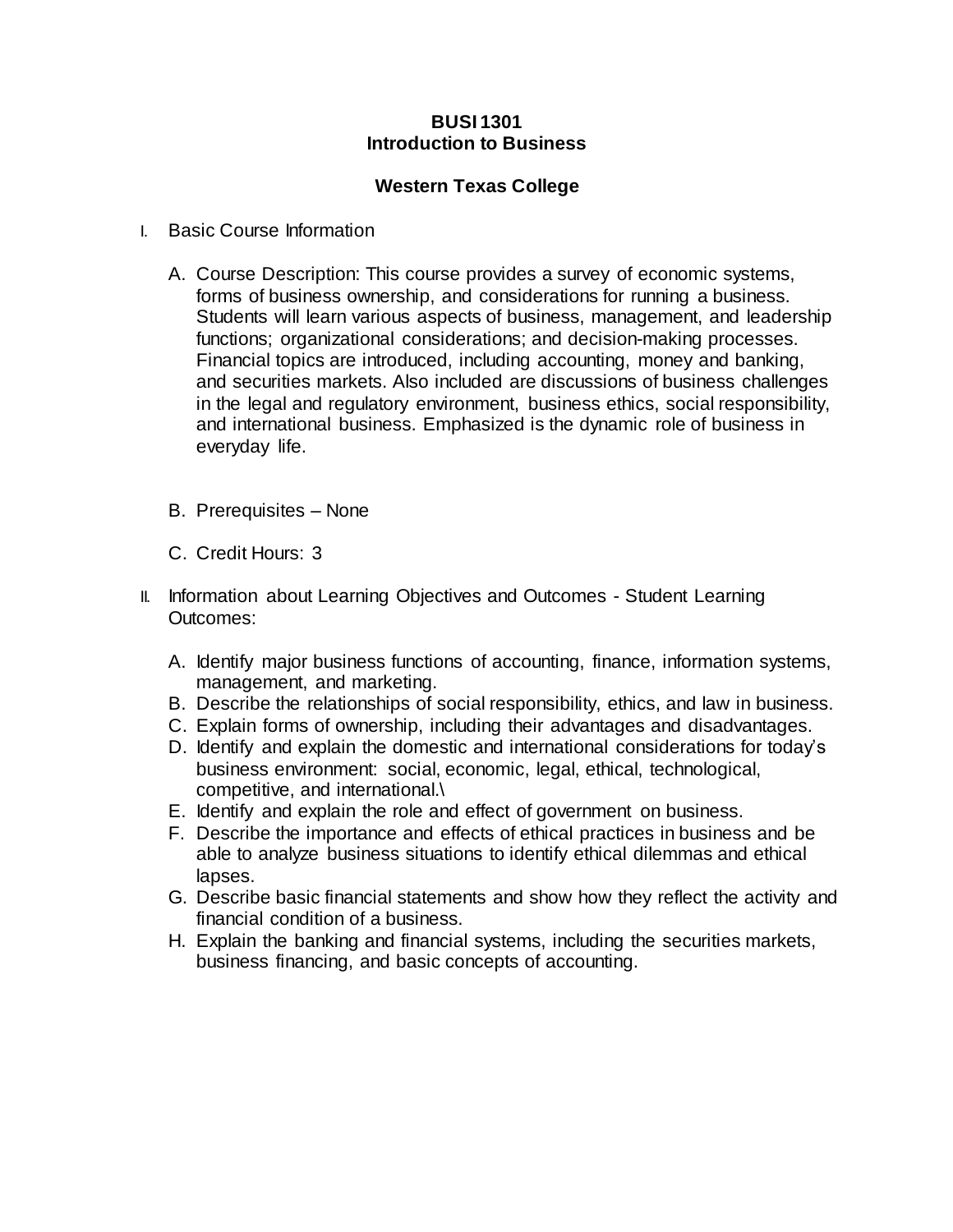**BUSI 1301**
**Introduction to Business**

**Western Texas College**

I. Basic Course Information

   A. Course Description: This course provides a survey of economic systems, forms of business ownership, and considerations for running a business. Students will learn various aspects of business, management, and leadership functions; organizational considerations; and decision-making processes. Financial topics are introduced, including accounting, money and banking, and securities markets. Also included are discussions of business challenges in the legal and regulatory environment, business ethics, social responsibility, and international business. Emphasized is the dynamic role of business in everyday life.

   B. Prerequisites – None

   C. Credit Hours: 3

II. Information about Learning Objectives and Outcomes - Student Learning Outcomes:

   A. Identify major business functions of accounting, finance, information systems, management, and marketing.
   B. Describe the relationships of social responsibility, ethics, and law in business.
   C. Explain forms of ownership, including their advantages and disadvantages.
   D. Identify and explain the domestic and international considerations for today's business environment: social, economic, legal, ethical, technological, competitive, and international.\
   E. Identify and explain the role and effect of government on business.
   F. Describe the importance and effects of ethical practices in business and be able to analyze business situations to identify ethical dilemmas and ethical lapses.
   G. Describe basic financial statements and show how they reflect the activity and financial condition of a business.
   H. Explain the banking and financial systems, including the securities markets, business financing, and basic concepts of accounting.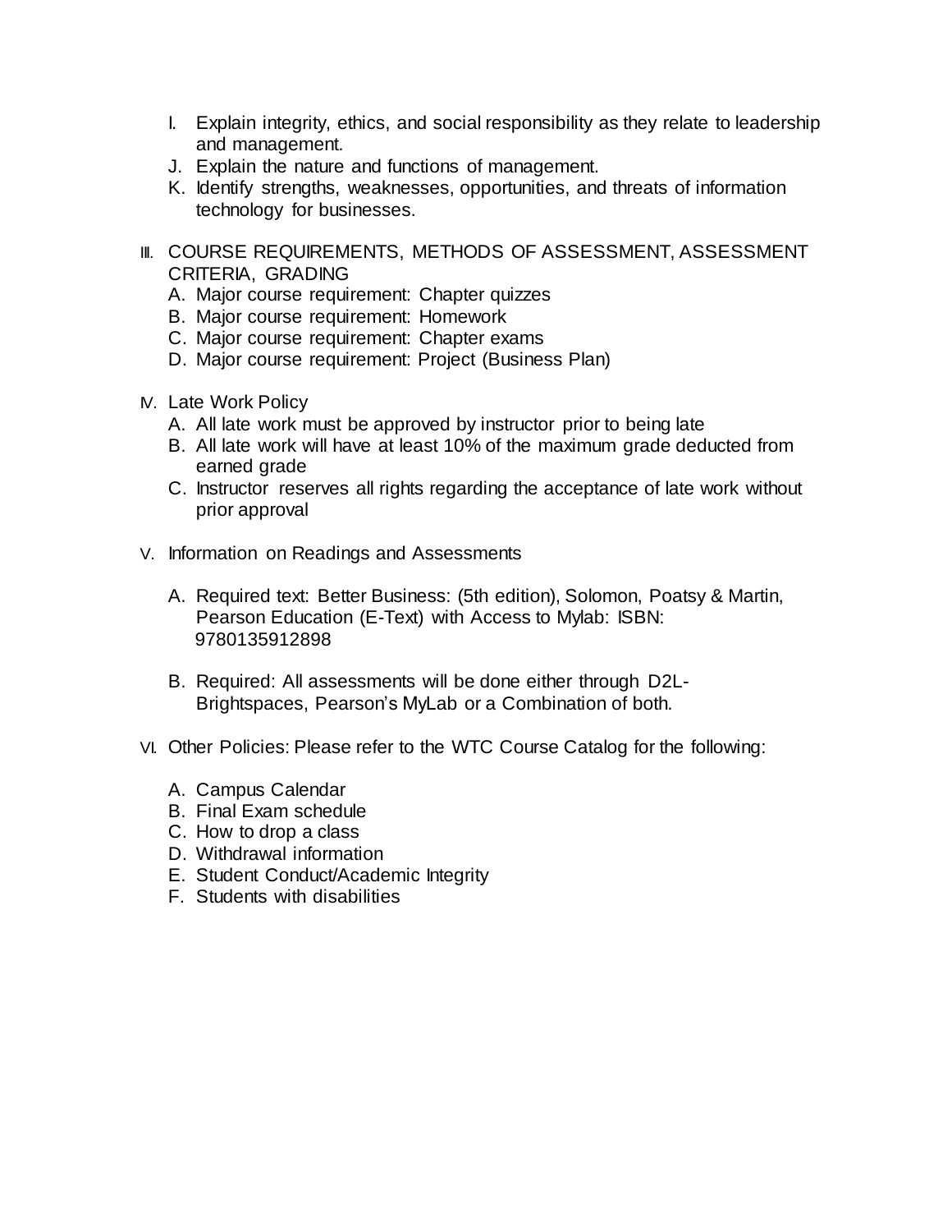I. Explain integrity, ethics, and social responsibility as they relate to leadership and management.
J. Explain the nature and functions of management.
K. Identify strengths, weaknesses, opportunities, and threats of information technology for businesses.

III. COURSE REQUIREMENTS, METHODS OF ASSESSMENT, ASSESSMENT CRITERIA, GRADING
   A. Major course requirement: Chapter quizzes
   B. Major course requirement: Homework
   C. Major course requirement: Chapter exams
   D. Major course requirement: Project (Business Plan)

IV. Late Work Policy
   A. All late work must be approved by instructor prior to being late
   B. All late work will have at least 10% of the maximum grade deducted from earned grade
   C. Instructor reserves all rights regarding the acceptance of late work without prior approval

V. Information on Readings and Assessments

   A. Required text: Better Business: (5th edition), Solomon, Poatsy & Martin, Pearson Education (E-Text) with Access to Mylab: ISBN: 9780135912898

   B. Required: All assessments will be done either through D2L-Brightspaces, Pearson's MyLab or a Combination of both.

VI. Other Policies: Please refer to the WTC Course Catalog for the following:

   A. Campus Calendar
   B. Final Exam schedule
   C. How to drop a class
   D. Withdrawal information
   E. Student Conduct/Academic Integrity
   F. Students with disabilities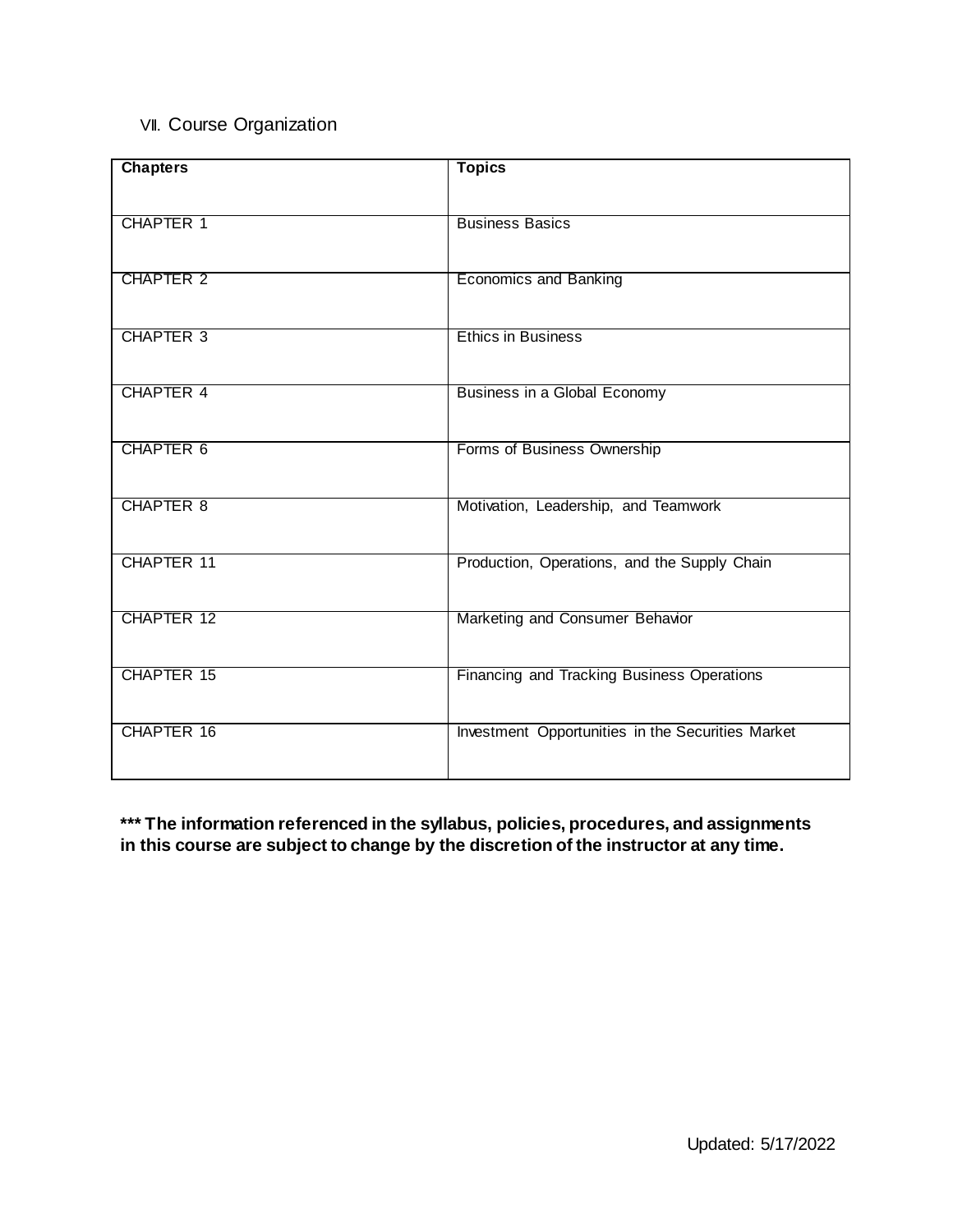## VII. Course Organization

| Chapters | Topics |
|---|---|
| CHAPTER 1 | Business Basics |
| CHAPTER 2 | Economics and Banking |
| CHAPTER 3 | Ethics in Business |
| CHAPTER 4 | Business in a Global Economy |
| CHAPTER 6 | Forms of Business Ownership |
| CHAPTER 8 | Motivation, Leadership, and Teamwork |
| CHAPTER 11 | Production, Operations, and the Supply Chain |
| CHAPTER 12 | Marketing and Consumer Behavior |
| CHAPTER 15 | Financing and Tracking Business Operations |
| CHAPTER 16 | Investment Opportunities in the Securities Market |

**\*** The information referenced in the syllabus, policies, procedures, and assignments in this course are subject to change by the discretion of the instructor at any time.**

Updated: 5/17/2022